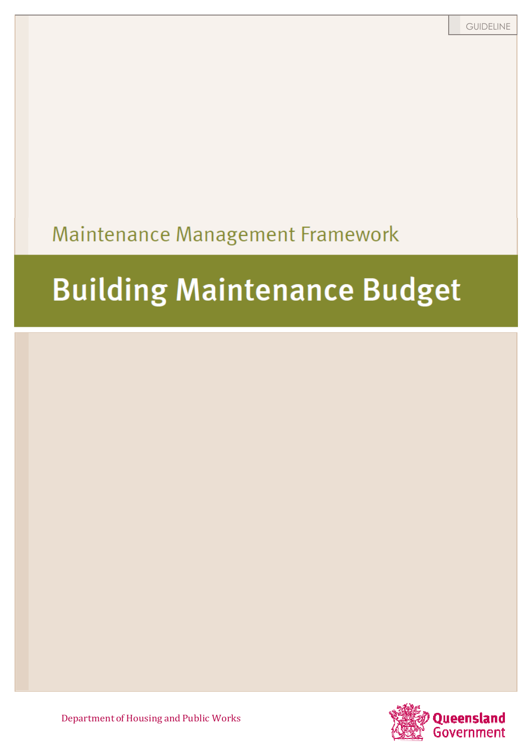GUIDELINE

Maintenance Management Framework

# Building Maintenance Budget

Department of Housing and Public Works

Queensland Government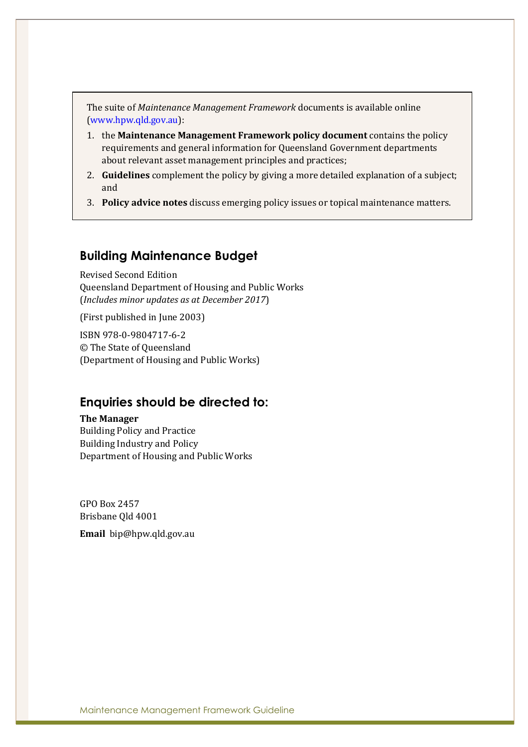The suite of *Maintenance Management Framework* documents is available online (www.hpw.qld.gov.au):

1. the **Maintenance Management Framework policy document** contains the policy requirements and general information for Queensland Government departments about relevant asset management principles and practices;
2. **Guidelines** complement the policy by giving a more detailed explanation of a subject; and
3. **Policy advice notes** discuss emerging policy issues or topical maintenance matters.

## Building Maintenance Budget

Revised Second Edition
Queensland Department of Housing and Public Works
(*Includes minor updates as at December 2017*)

(First published in June 2003)

ISBN 978-0-9804717-6-2
© The State of Queensland
(Department of Housing and Public Works)

## Enquiries should be directed to:

**The Manager**
Building Policy and Practice
Building Industry and Policy
Department of Housing and Public Works

GPO Box 2457
Brisbane Qld 4001

**Email** bip@hpw.qld.gov.au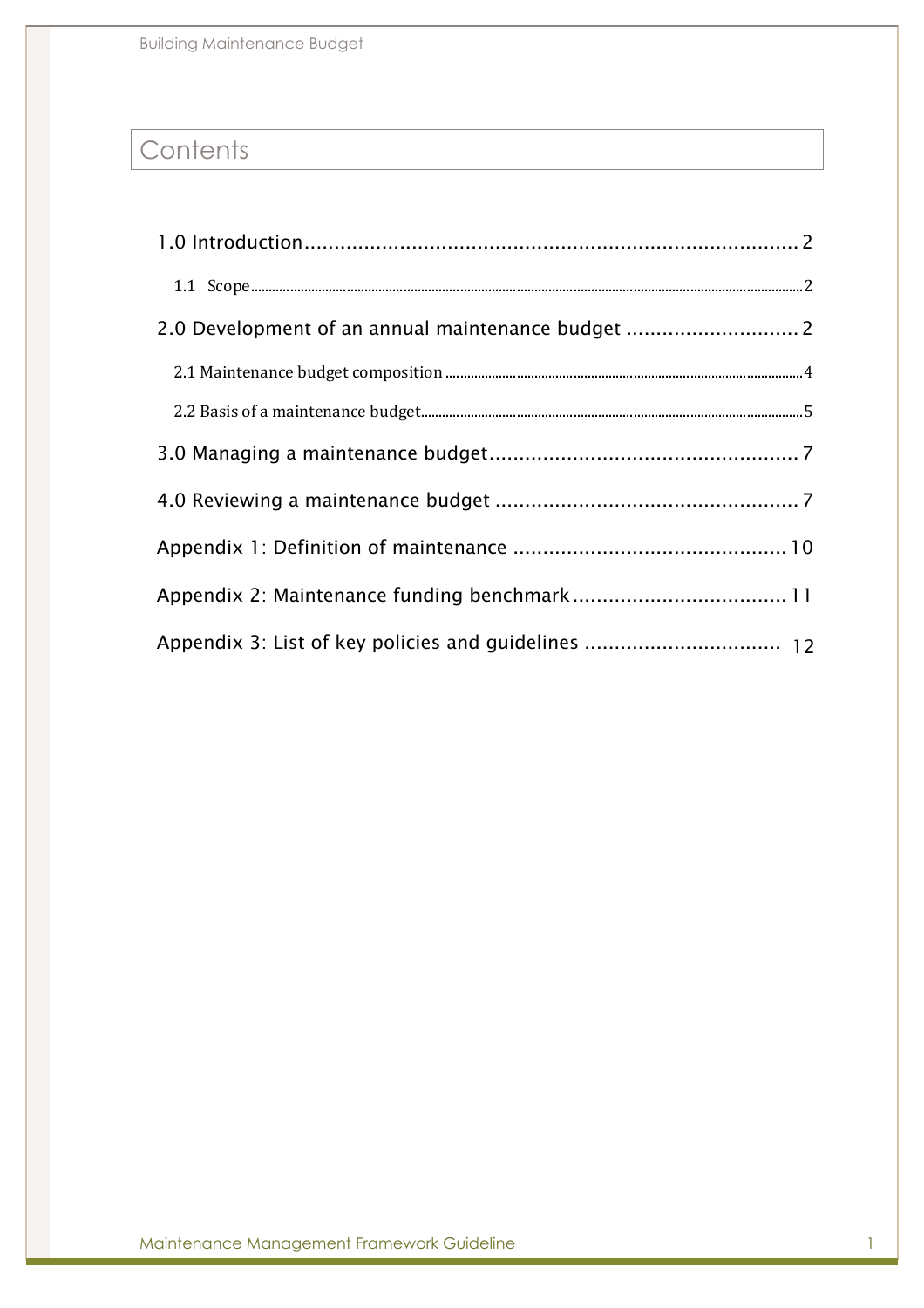# Contents

1.0 Introduction .................................................................................... 2

1.1 Scope ........................................................................................................ 2

2.0 Development of an annual maintenance budget ............................. 2

2.1 Maintenance budget composition ........................................................... 4

2.2 Basis of a maintenance budget ................................................................ 5

3.0 Managing a maintenance budget .................................................... 7

4.0 Reviewing a maintenance budget ................................................... 7

Appendix 1: Definition of maintenance .............................................. 10

Appendix 2: Maintenance funding benchmark .................................... 11

Appendix 3: List of key policies and guidelines ................................. 12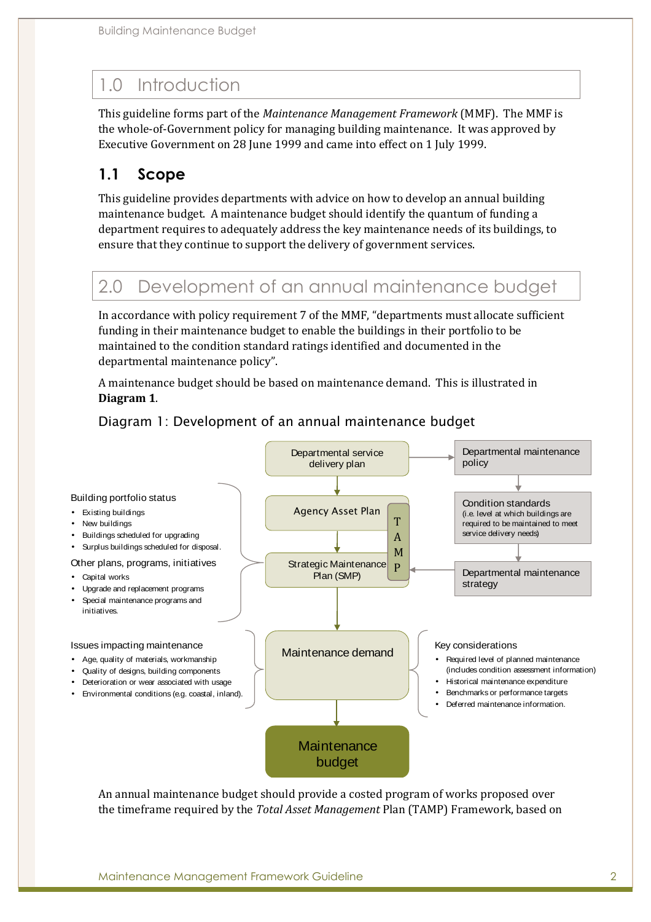# 1.0 Introduction

This guideline forms part of the *Maintenance Management Framework* (MMF). The MMF is the whole-of-Government policy for managing building maintenance. It was approved by Executive Government on 28 June 1999 and came into effect on 1 July 1999.

## 1.1 Scope

This guideline provides departments with advice on how to develop an annual building maintenance budget. A maintenance budget should identify the quantum of funding a department requires to adequately address the key maintenance needs of its buildings, to ensure that they continue to support the delivery of government services.

# 2.0 Development of an annual maintenance budget

In accordance with policy requirement 7 of the MMF, "departments must allocate sufficient funding in their maintenance budget to enable the buildings in their portfolio to be maintained to the condition standard ratings identified and documented in the departmental maintenance policy".

A maintenance budget should be based on maintenance demand. This is illustrated in **Diagram 1**.

Diagram 1: Development of an annual maintenance budget

Departmental service delivery plan → Departmental maintenance policy → Condition standards (i.e. level at which buildings are required to be maintained to meet service delivery needs) → Departmental maintenance strategy

Departmental service delivery plan → Agency Asset Plan → Strategic Maintenance Plan (SMP) (TAMP) ← Departmental maintenance strategy

Building portfolio status
- Existing buildings
- New buildings
- Buildings scheduled for upgrading
- Surplus buildings scheduled for disposal.

Other plans, programs, initiatives
- Capital works
- Upgrade and replacement programs
- Special maintenance programs and initiatives.

Strategic Maintenance Plan (SMP) → Maintenance demand

Issues impacting maintenance
- Age, quality of materials, workmanship
- Quality of designs, building components
- Deterioration or wear associated with usage
- Environmental conditions (e.g. coastal, inland).

Key considerations
- Required level of planned maintenance (includes condition assessment information)
- Historical maintenance expenditure
- Benchmarks or performance targets
- Deferred maintenance information.

Maintenance demand → Maintenance budget

An annual maintenance budget should provide a costed program of works proposed over the timeframe required by the *Total Asset Management* Plan (TAMP) Framework, based on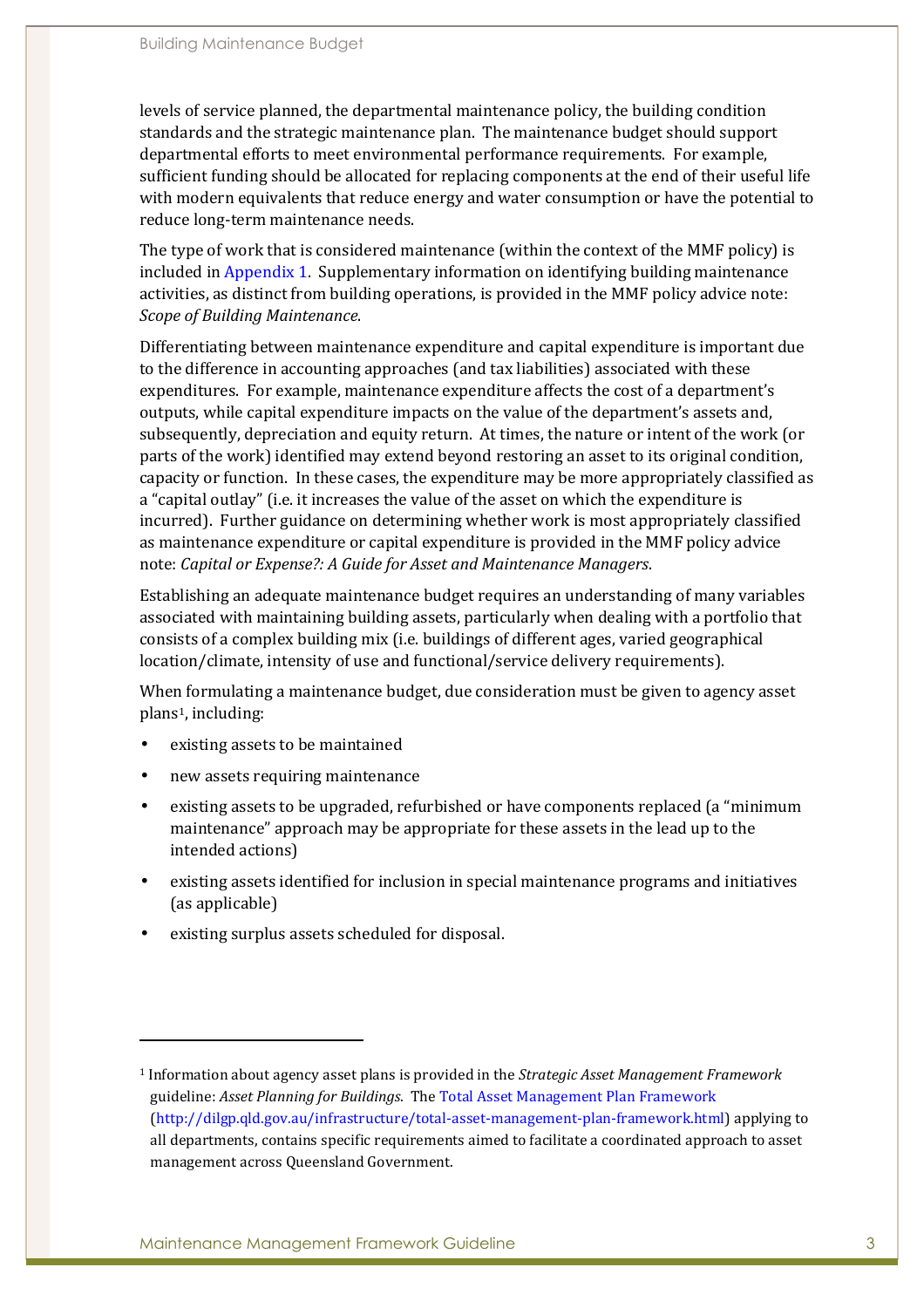levels of service planned, the departmental maintenance policy, the building condition standards and the strategic maintenance plan. The maintenance budget should support departmental efforts to meet environmental performance requirements. For example, sufficient funding should be allocated for replacing components at the end of their useful life with modern equivalents that reduce energy and water consumption or have the potential to reduce long-term maintenance needs.

The type of work that is considered maintenance (within the context of the MMF policy) is included in Appendix 1. Supplementary information on identifying building maintenance activities, as distinct from building operations, is provided in the MMF policy advice note: *Scope of Building Maintenance*.

Differentiating between maintenance expenditure and capital expenditure is important due to the difference in accounting approaches (and tax liabilities) associated with these expenditures. For example, maintenance expenditure affects the cost of a department's outputs, while capital expenditure impacts on the value of the department's assets and, subsequently, depreciation and equity return. At times, the nature or intent of the work (or parts of the work) identified may extend beyond restoring an asset to its original condition, capacity or function. In these cases, the expenditure may be more appropriately classified as a "capital outlay" (i.e. it increases the value of the asset on which the expenditure is incurred). Further guidance on determining whether work is most appropriately classified as maintenance expenditure or capital expenditure is provided in the MMF policy advice note: *Capital or Expense?: A Guide for Asset and Maintenance Managers*.

Establishing an adequate maintenance budget requires an understanding of many variables associated with maintaining building assets, particularly when dealing with a portfolio that consists of a complex building mix (i.e. buildings of different ages, varied geographical location/climate, intensity of use and functional/service delivery requirements).

When formulating a maintenance budget, due consideration must be given to agency asset plans[1], including:

- existing assets to be maintained
- new assets requiring maintenance
- existing assets to be upgraded, refurbished or have components replaced (a "minimum maintenance" approach may be appropriate for these assets in the lead up to the intended actions)
- existing assets identified for inclusion in special maintenance programs and initiatives (as applicable)
- existing surplus assets scheduled for disposal.

---

[1] Information about agency asset plans is provided in the *Strategic Asset Management Framework* guideline: *Asset Planning for Buildings*. The Total Asset Management Plan Framework (http://dilgp.qld.gov.au/infrastructure/total-asset-management-plan-framework.html) applying to all departments, contains specific requirements aimed to facilitate a coordinated approach to asset management across Queensland Government.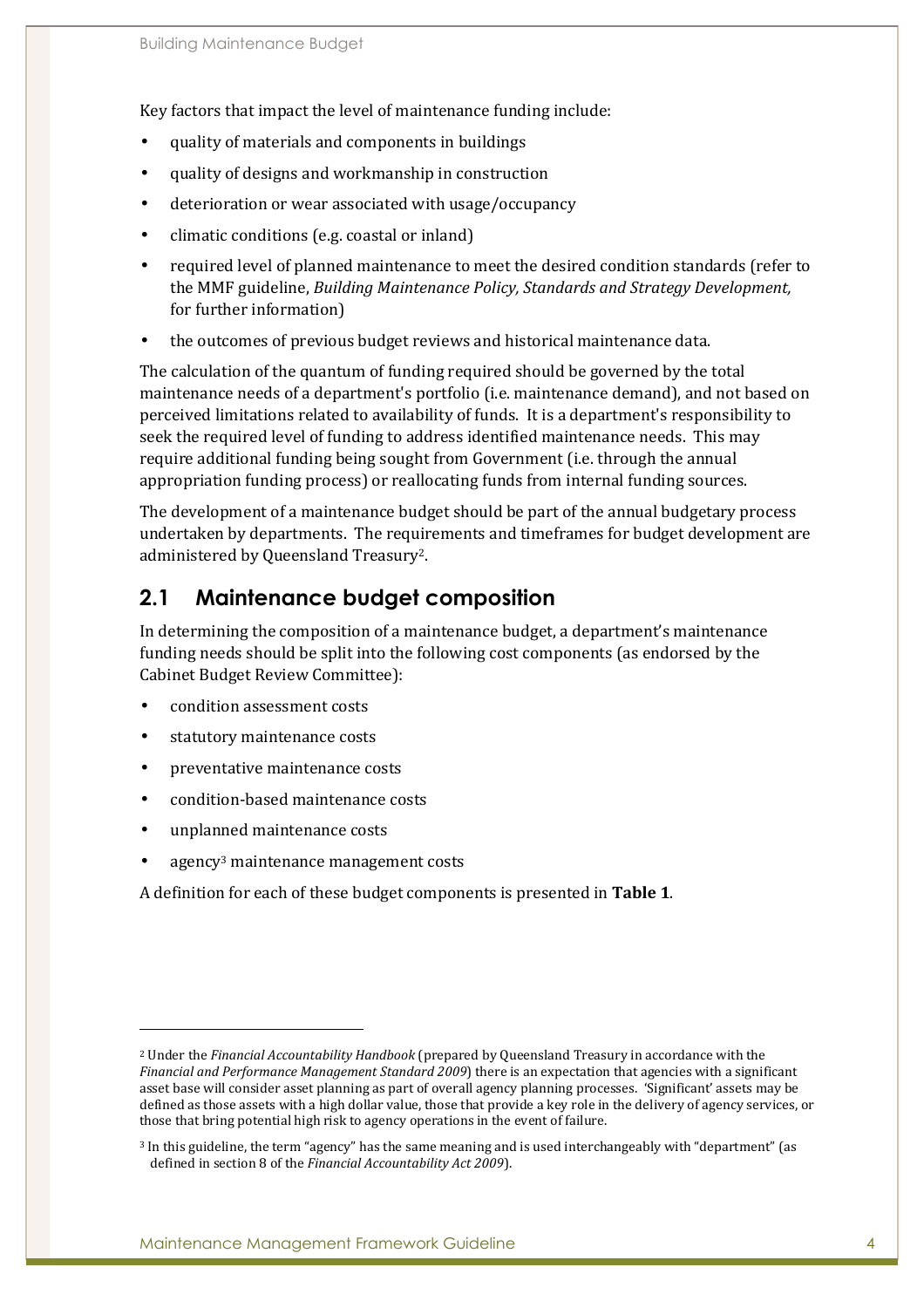Key factors that impact the level of maintenance funding include:

- quality of materials and components in buildings
- quality of designs and workmanship in construction
- deterioration or wear associated with usage/occupancy
- climatic conditions (e.g. coastal or inland)
- required level of planned maintenance to meet the desired condition standards (refer to the MMF guideline, *Building Maintenance Policy, Standards and Strategy Development,* for further information)
- the outcomes of previous budget reviews and historical maintenance data.

The calculation of the quantum of funding required should be governed by the total maintenance needs of a department's portfolio (i.e. maintenance demand), and not based on perceived limitations related to availability of funds. It is a department's responsibility to seek the required level of funding to address identified maintenance needs. This may require additional funding being sought from Government (i.e. through the annual appropriation funding process) or reallocating funds from internal funding sources.

The development of a maintenance budget should be part of the annual budgetary process undertaken by departments. The requirements and timeframes for budget development are administered by Queensland Treasury[2].

## 2.1 Maintenance budget composition

In determining the composition of a maintenance budget, a department's maintenance funding needs should be split into the following cost components (as endorsed by the Cabinet Budget Review Committee):

- condition assessment costs
- statutory maintenance costs
- preventative maintenance costs
- condition-based maintenance costs
- unplanned maintenance costs
- agency[3] maintenance management costs

A definition for each of these budget components is presented in **Table 1**.

---

[2] Under the *Financial Accountability Handbook* (prepared by Queensland Treasury in accordance with the *Financial and Performance Management Standard 2009*) there is an expectation that agencies with a significant asset base will consider asset planning as part of overall agency planning processes. 'Significant' assets may be defined as those assets with a high dollar value, those that provide a key role in the delivery of agency services, or those that bring potential high risk to agency operations in the event of failure.

[3] In this guideline, the term "agency" has the same meaning and is used interchangeably with "department" (as defined in section 8 of the *Financial Accountability Act 2009*).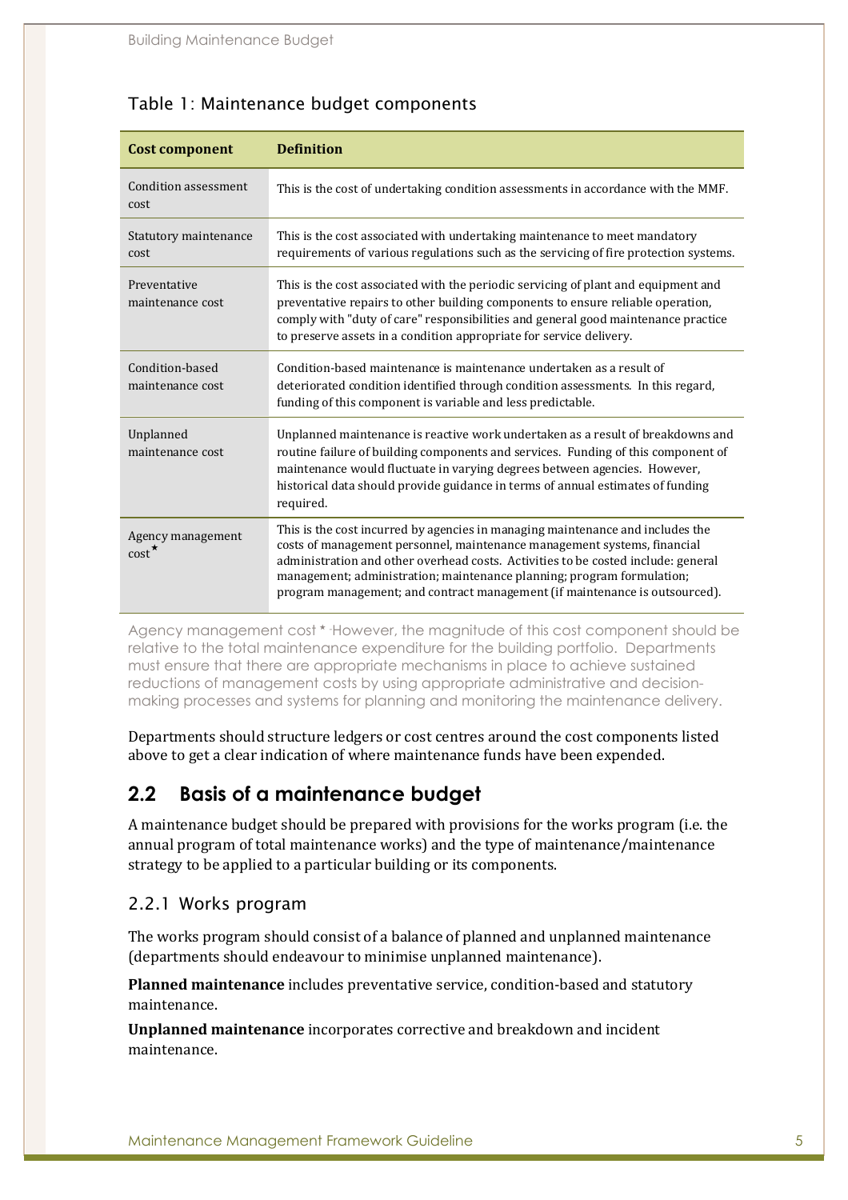### Table 1: Maintenance budget components

| Cost component | Definition |
|---|---|
| Condition assessment cost | This is the cost of undertaking condition assessments in accordance with the MMF. |
| Statutory maintenance cost | This is the cost associated with undertaking maintenance to meet mandatory requirements of various regulations such as the servicing of fire protection systems. |
| Preventative maintenance cost | This is the cost associated with the periodic servicing of plant and equipment and preventative repairs to other building components to ensure reliable operation, comply with "duty of care" responsibilities and general good maintenance practice to preserve assets in a condition appropriate for service delivery. |
| Condition-based maintenance cost | Condition-based maintenance is maintenance undertaken as a result of deteriorated condition identified through condition assessments. In this regard, funding of this component is variable and less predictable. |
| Unplanned maintenance cost | Unplanned maintenance is reactive work undertaken as a result of breakdowns and routine failure of building components and services. Funding of this component of maintenance would fluctuate in varying degrees between agencies. However, historical data should provide guidance in terms of annual estimates of funding required. |
| Agency management cost* | This is the cost incurred by agencies in managing maintenance and includes the costs of management personnel, maintenance management systems, financial administration and other overhead costs. Activities to be costed include: general management; administration; maintenance planning; program formulation; program management; and contract management (if maintenance is outsourced). |

Agency management cost * However, the magnitude of this cost component should be relative to the total maintenance expenditure for the building portfolio. Departments must ensure that there are appropriate mechanisms in place to achieve sustained reductions of management costs by using appropriate administrative and decision-making processes and systems for planning and monitoring the maintenance delivery.

Departments should structure ledgers or cost centres around the cost components listed above to get a clear indication of where maintenance funds have been expended.

## 2.2 Basis of a maintenance budget

A maintenance budget should be prepared with provisions for the works program (i.e. the annual program of total maintenance works) and the type of maintenance/maintenance strategy to be applied to a particular building or its components.

### 2.2.1 Works program

The works program should consist of a balance of planned and unplanned maintenance (departments should endeavour to minimise unplanned maintenance).

**Planned maintenance** includes preventative service, condition-based and statutory maintenance.

**Unplanned maintenance** incorporates corrective and breakdown and incident maintenance.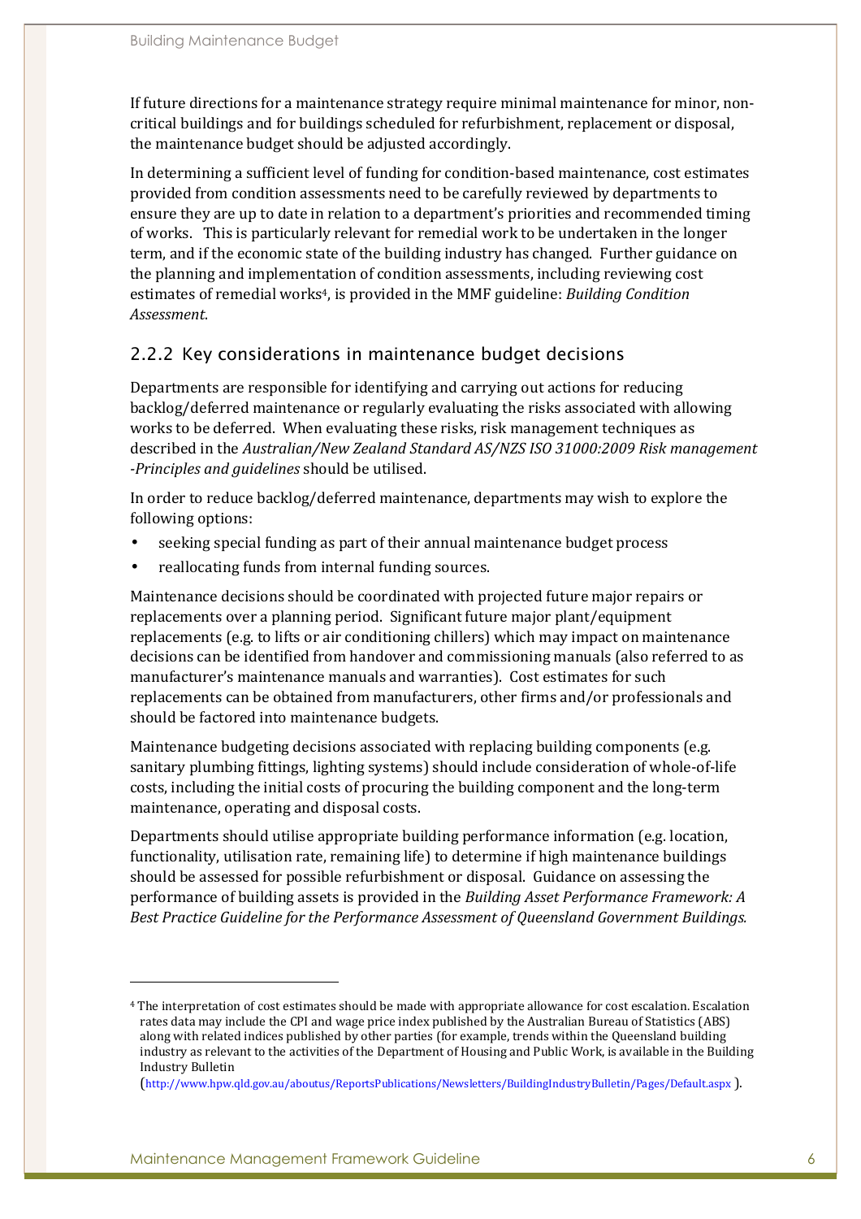If future directions for a maintenance strategy require minimal maintenance for minor, non-critical buildings and for buildings scheduled for refurbishment, replacement or disposal, the maintenance budget should be adjusted accordingly.

In determining a sufficient level of funding for condition-based maintenance, cost estimates provided from condition assessments need to be carefully reviewed by departments to ensure they are up to date in relation to a department's priorities and recommended timing of works. This is particularly relevant for remedial work to be undertaken in the longer term, and if the economic state of the building industry has changed. Further guidance on the planning and implementation of condition assessments, including reviewing cost estimates of remedial works[4], is provided in the MMF guideline: *Building Condition Assessment*.

### 2.2.2 Key considerations in maintenance budget decisions

Departments are responsible for identifying and carrying out actions for reducing backlog/deferred maintenance or regularly evaluating the risks associated with allowing works to be deferred. When evaluating these risks, risk management techniques as described in the *Australian/New Zealand Standard AS/NZS ISO 31000:2009 Risk management -Principles and guidelines* should be utilised.

In order to reduce backlog/deferred maintenance, departments may wish to explore the following options:

- seeking special funding as part of their annual maintenance budget process
- reallocating funds from internal funding sources.

Maintenance decisions should be coordinated with projected future major repairs or replacements over a planning period. Significant future major plant/equipment replacements (e.g. to lifts or air conditioning chillers) which may impact on maintenance decisions can be identified from handover and commissioning manuals (also referred to as manufacturer's maintenance manuals and warranties). Cost estimates for such replacements can be obtained from manufacturers, other firms and/or professionals and should be factored into maintenance budgets.

Maintenance budgeting decisions associated with replacing building components (e.g. sanitary plumbing fittings, lighting systems) should include consideration of whole-of-life costs, including the initial costs of procuring the building component and the long-term maintenance, operating and disposal costs.

Departments should utilise appropriate building performance information (e.g. location, functionality, utilisation rate, remaining life) to determine if high maintenance buildings should be assessed for possible refurbishment or disposal. Guidance on assessing the performance of building assets is provided in the *Building Asset Performance Framework: A Best Practice Guideline for the Performance Assessment of Queensland Government Buildings.*

---

[4] The interpretation of cost estimates should be made with appropriate allowance for cost escalation. Escalation rates data may include the CPI and wage price index published by the Australian Bureau of Statistics (ABS) along with related indices published by other parties (for example, trends within the Queensland building industry as relevant to the activities of the Department of Housing and Public Work, is available in the Building Industry Bulletin (http://www.hpw.qld.gov.au/aboutus/ReportsPublications/Newsletters/BuildingIndustryBulletin/Pages/Default.aspx ).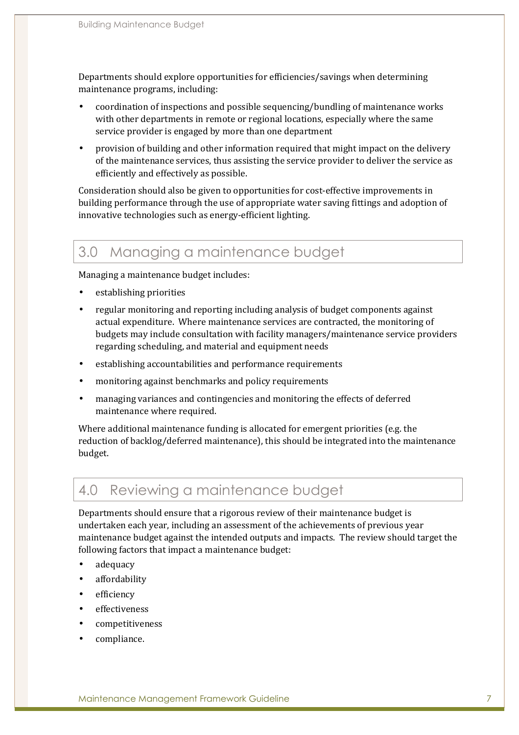Departments should explore opportunities for efficiencies/savings when determining maintenance programs, including:

- coordination of inspections and possible sequencing/bundling of maintenance works with other departments in remote or regional locations, especially where the same service provider is engaged by more than one department
- provision of building and other information required that might impact on the delivery of the maintenance services, thus assisting the service provider to deliver the service as efficiently and effectively as possible.

Consideration should also be given to opportunities for cost-effective improvements in building performance through the use of appropriate water saving fittings and adoption of innovative technologies such as energy-efficient lighting.

## 3.0 Managing a maintenance budget

Managing a maintenance budget includes:

- establishing priorities
- regular monitoring and reporting including analysis of budget components against actual expenditure. Where maintenance services are contracted, the monitoring of budgets may include consultation with facility managers/maintenance service providers regarding scheduling, and material and equipment needs
- establishing accountabilities and performance requirements
- monitoring against benchmarks and policy requirements
- managing variances and contingencies and monitoring the effects of deferred maintenance where required.

Where additional maintenance funding is allocated for emergent priorities (e.g. the reduction of backlog/deferred maintenance), this should be integrated into the maintenance budget.

## 4.0 Reviewing a maintenance budget

Departments should ensure that a rigorous review of their maintenance budget is undertaken each year, including an assessment of the achievements of previous year maintenance budget against the intended outputs and impacts. The review should target the following factors that impact a maintenance budget:

- adequacy
- affordability
- efficiency
- effectiveness
- competitiveness
- compliance.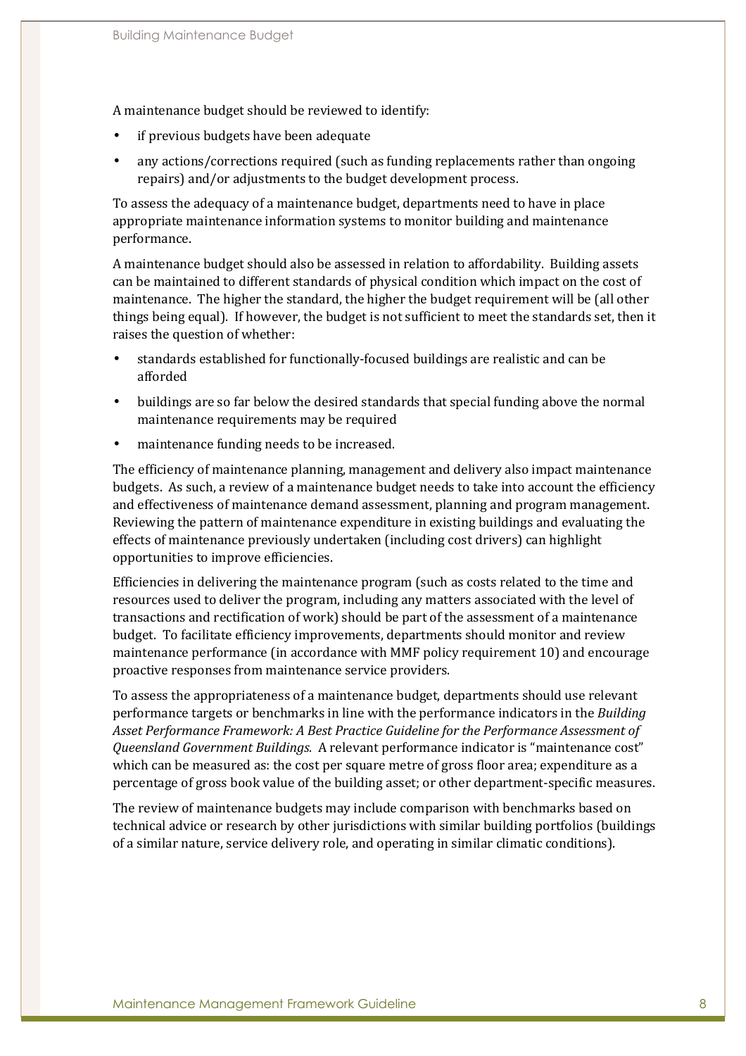A maintenance budget should be reviewed to identify:

- if previous budgets have been adequate
- any actions/corrections required (such as funding replacements rather than ongoing repairs) and/or adjustments to the budget development process.

To assess the adequacy of a maintenance budget, departments need to have in place appropriate maintenance information systems to monitor building and maintenance performance.

A maintenance budget should also be assessed in relation to affordability. Building assets can be maintained to different standards of physical condition which impact on the cost of maintenance. The higher the standard, the higher the budget requirement will be (all other things being equal). If however, the budget is not sufficient to meet the standards set, then it raises the question of whether:

- standards established for functionally-focused buildings are realistic and can be afforded
- buildings are so far below the desired standards that special funding above the normal maintenance requirements may be required
- maintenance funding needs to be increased.

The efficiency of maintenance planning, management and delivery also impact maintenance budgets. As such, a review of a maintenance budget needs to take into account the efficiency and effectiveness of maintenance demand assessment, planning and program management. Reviewing the pattern of maintenance expenditure in existing buildings and evaluating the effects of maintenance previously undertaken (including cost drivers) can highlight opportunities to improve efficiencies.

Efficiencies in delivering the maintenance program (such as costs related to the time and resources used to deliver the program, including any matters associated with the level of transactions and rectification of work) should be part of the assessment of a maintenance budget. To facilitate efficiency improvements, departments should monitor and review maintenance performance (in accordance with MMF policy requirement 10) and encourage proactive responses from maintenance service providers.

To assess the appropriateness of a maintenance budget, departments should use relevant performance targets or benchmarks in line with the performance indicators in the *Building Asset Performance Framework: A Best Practice Guideline for the Performance Assessment of Queensland Government Buildings*. A relevant performance indicator is "maintenance cost" which can be measured as: the cost per square metre of gross floor area; expenditure as a percentage of gross book value of the building asset; or other department-specific measures.

The review of maintenance budgets may include comparison with benchmarks based on technical advice or research by other jurisdictions with similar building portfolios (buildings of a similar nature, service delivery role, and operating in similar climatic conditions).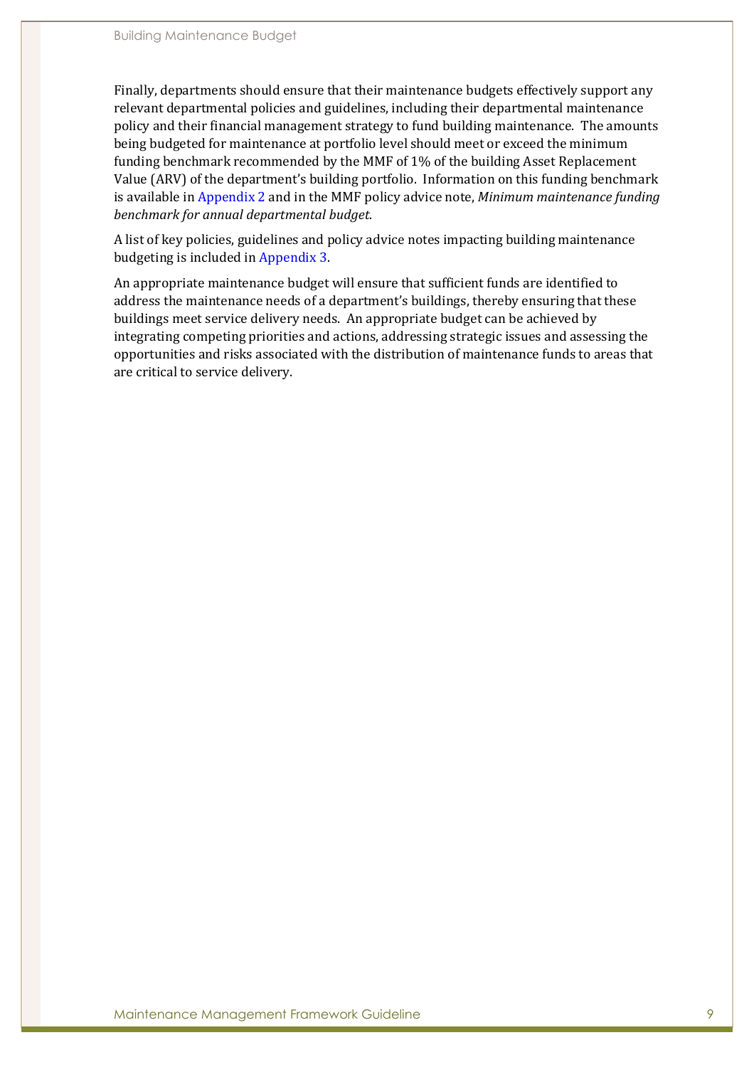Finally, departments should ensure that their maintenance budgets effectively support any relevant departmental policies and guidelines, including their departmental maintenance policy and their financial management strategy to fund building maintenance. The amounts being budgeted for maintenance at portfolio level should meet or exceed the minimum funding benchmark recommended by the MMF of 1% of the building Asset Replacement Value (ARV) of the department's building portfolio. Information on this funding benchmark is available in Appendix 2 and in the MMF policy advice note, *Minimum maintenance funding benchmark for annual departmental budget*.

A list of key policies, guidelines and policy advice notes impacting building maintenance budgeting is included in Appendix 3.

An appropriate maintenance budget will ensure that sufficient funds are identified to address the maintenance needs of a department's buildings, thereby ensuring that these buildings meet service delivery needs. An appropriate budget can be achieved by integrating competing priorities and actions, addressing strategic issues and assessing the opportunities and risks associated with the distribution of maintenance funds to areas that are critical to service delivery.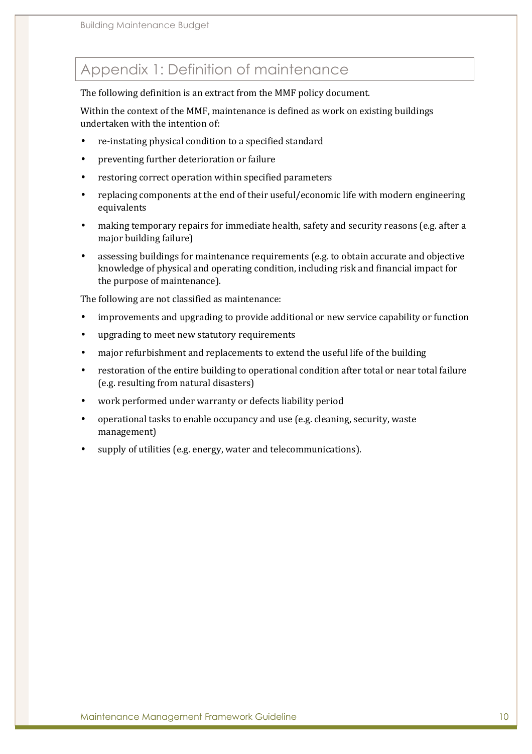# Appendix 1: Definition of maintenance

The following definition is an extract from the MMF policy document.

Within the context of the MMF, maintenance is defined as work on existing buildings undertaken with the intention of:

- re-instating physical condition to a specified standard
- preventing further deterioration or failure
- restoring correct operation within specified parameters
- replacing components at the end of their useful/economic life with modern engineering equivalents
- making temporary repairs for immediate health, safety and security reasons (e.g. after a major building failure)
- assessing buildings for maintenance requirements (e.g. to obtain accurate and objective knowledge of physical and operating condition, including risk and financial impact for the purpose of maintenance).

The following are not classified as maintenance:

- improvements and upgrading to provide additional or new service capability or function
- upgrading to meet new statutory requirements
- major refurbishment and replacements to extend the useful life of the building
- restoration of the entire building to operational condition after total or near total failure (e.g. resulting from natural disasters)
- work performed under warranty or defects liability period
- operational tasks to enable occupancy and use (e.g. cleaning, security, waste management)
- supply of utilities (e.g. energy, water and telecommunications).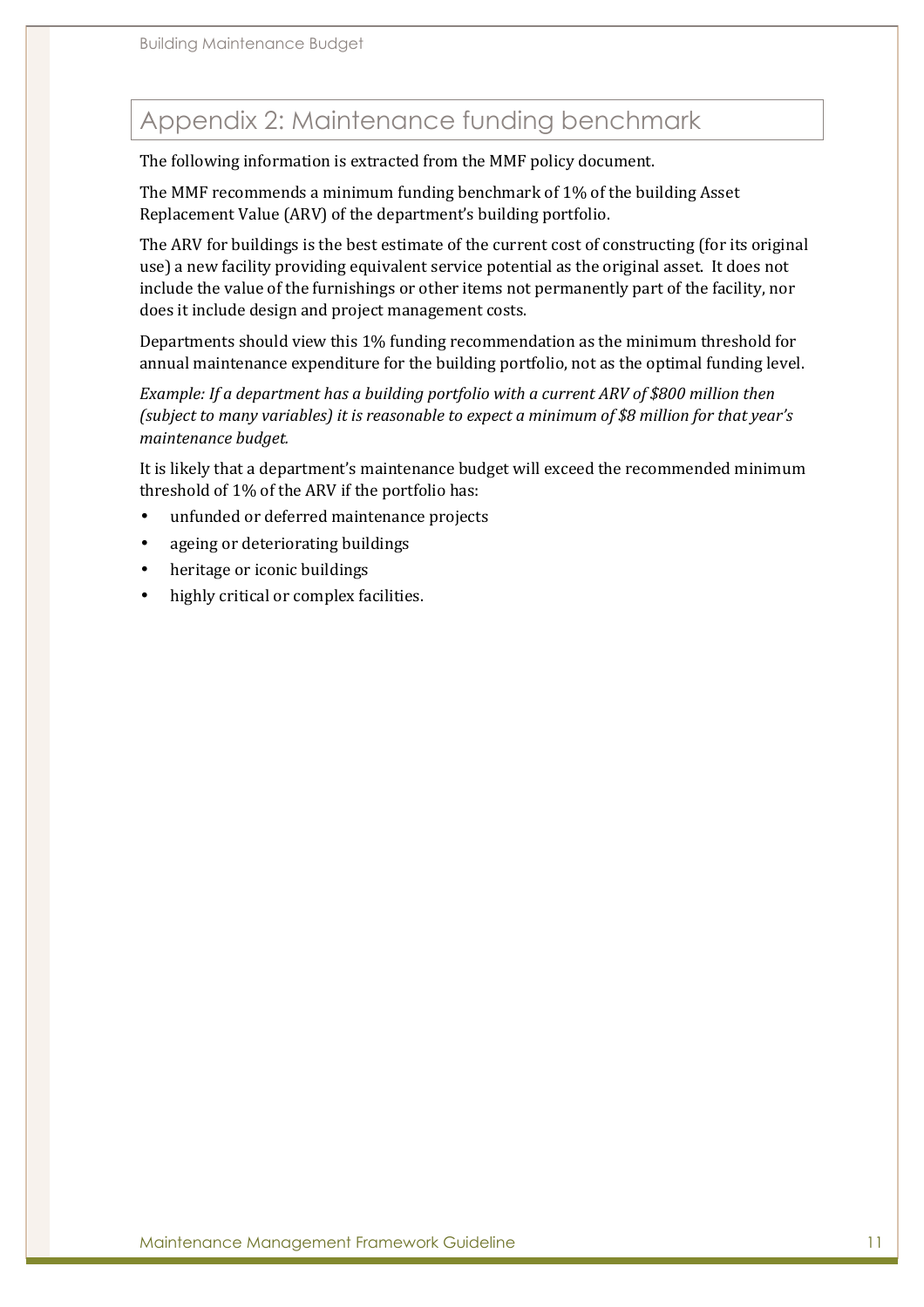# Appendix 2: Maintenance funding benchmark

The following information is extracted from the MMF policy document.

The MMF recommends a minimum funding benchmark of 1% of the building Asset Replacement Value (ARV) of the department's building portfolio.

The ARV for buildings is the best estimate of the current cost of constructing (for its original use) a new facility providing equivalent service potential as the original asset. It does not include the value of the furnishings or other items not permanently part of the facility, nor does it include design and project management costs.

Departments should view this 1% funding recommendation as the minimum threshold for annual maintenance expenditure for the building portfolio, not as the optimal funding level.

*Example: If a department has a building portfolio with a current ARV of $800 million then (subject to many variables) it is reasonable to expect a minimum of $8 million for that year's maintenance budget.*

It is likely that a department's maintenance budget will exceed the recommended minimum threshold of 1% of the ARV if the portfolio has:

- unfunded or deferred maintenance projects
- ageing or deteriorating buildings
- heritage or iconic buildings
- highly critical or complex facilities.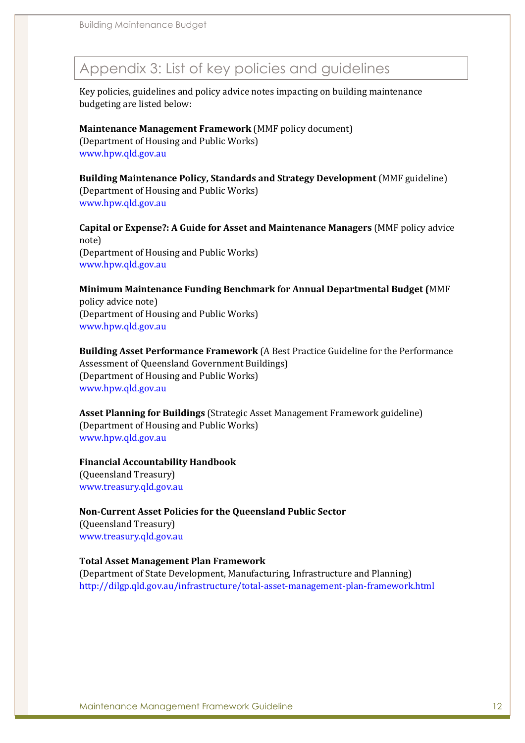## Appendix 3: List of key policies and guidelines

Key policies, guidelines and policy advice notes impacting on building maintenance budgeting are listed below:

**Maintenance Management Framework** (MMF policy document)
(Department of Housing and Public Works)
www.hpw.qld.gov.au

**Building Maintenance Policy, Standards and Strategy Development** (MMF guideline)
(Department of Housing and Public Works)
www.hpw.qld.gov.au

**Capital or Expense?: A Guide for Asset and Maintenance Managers** (MMF policy advice note)
(Department of Housing and Public Works)
www.hpw.qld.gov.au

**Minimum Maintenance Funding Benchmark for Annual Departmental Budget (**MMF policy advice note)
(Department of Housing and Public Works)
www.hpw.qld.gov.au

**Building Asset Performance Framework** (A Best Practice Guideline for the Performance Assessment of Queensland Government Buildings)
(Department of Housing and Public Works)
www.hpw.qld.gov.au

**Asset Planning for Buildings** (Strategic Asset Management Framework guideline)
(Department of Housing and Public Works)
www.hpw.qld.gov.au

**Financial Accountability Handbook**
(Queensland Treasury)
www.treasury.qld.gov.au

**Non-Current Asset Policies for the Queensland Public Sector**
(Queensland Treasury)
www.treasury.qld.gov.au

**Total Asset Management Plan Framework**
(Department of State Development, Manufacturing, Infrastructure and Planning)
http://dilgp.qld.gov.au/infrastructure/total-asset-management-plan-framework.html